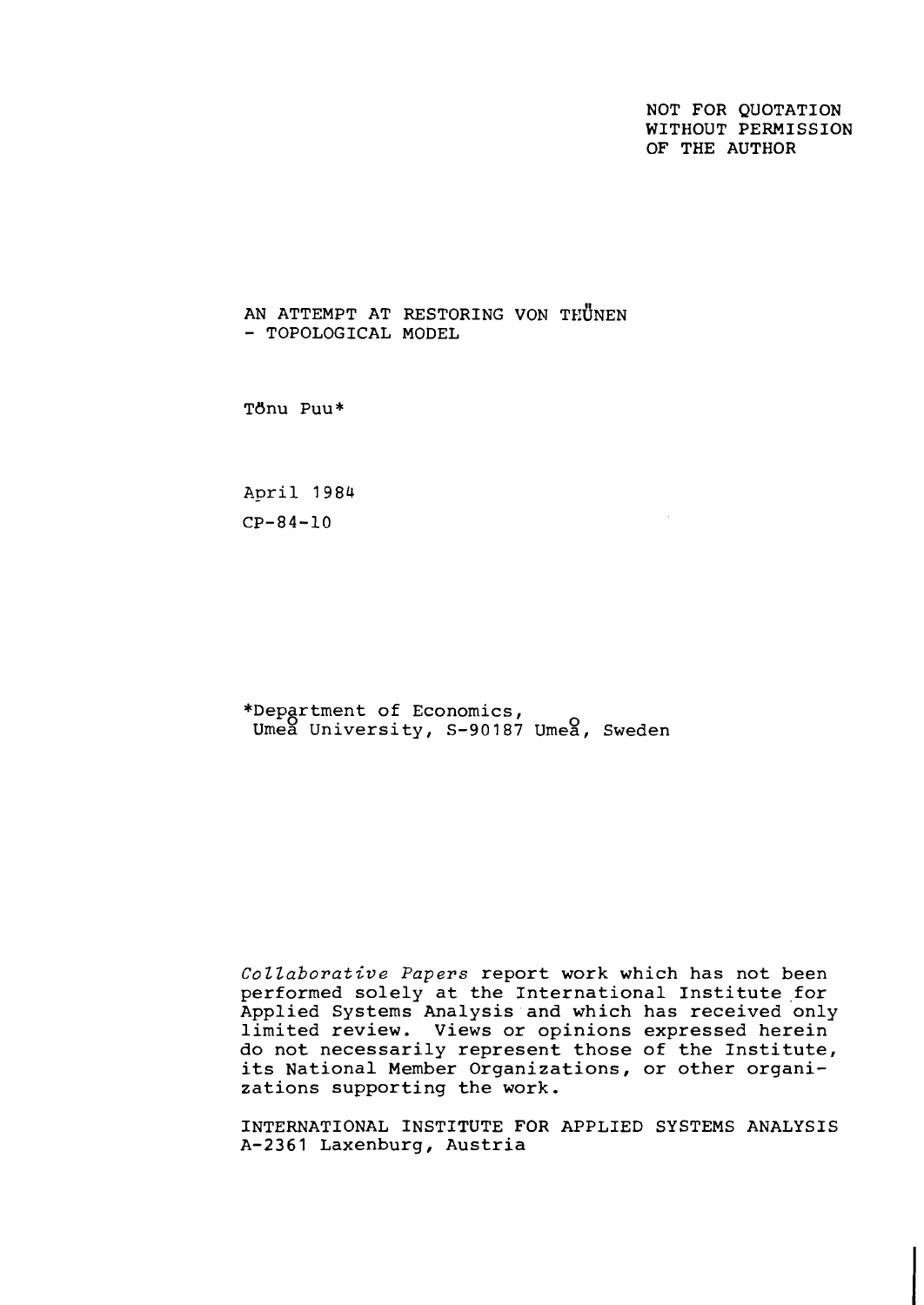NOT FOR QUOTATION
WITHOUT PERMISSION
OF THE AUTHOR

# AN ATTEMPT AT RESTORING VON THÜNEN - TOPOLOGICAL MODEL

Tõnu Puu*

April 1984
CP-84-10

*Department of Economics,
Umeå University, S-90187 Umeå, Sweden

*Collaborative Papers* report work which has not been performed solely at the International Institute for Applied Systems Analysis and which has received only limited review. Views or opinions expressed herein do not necessarily represent those of the Institute, its National Member Organizations, or other organizations supporting the work.

INTERNATIONAL INSTITUTE FOR APPLIED SYSTEMS ANALYSIS
A-2361 Laxenburg, Austria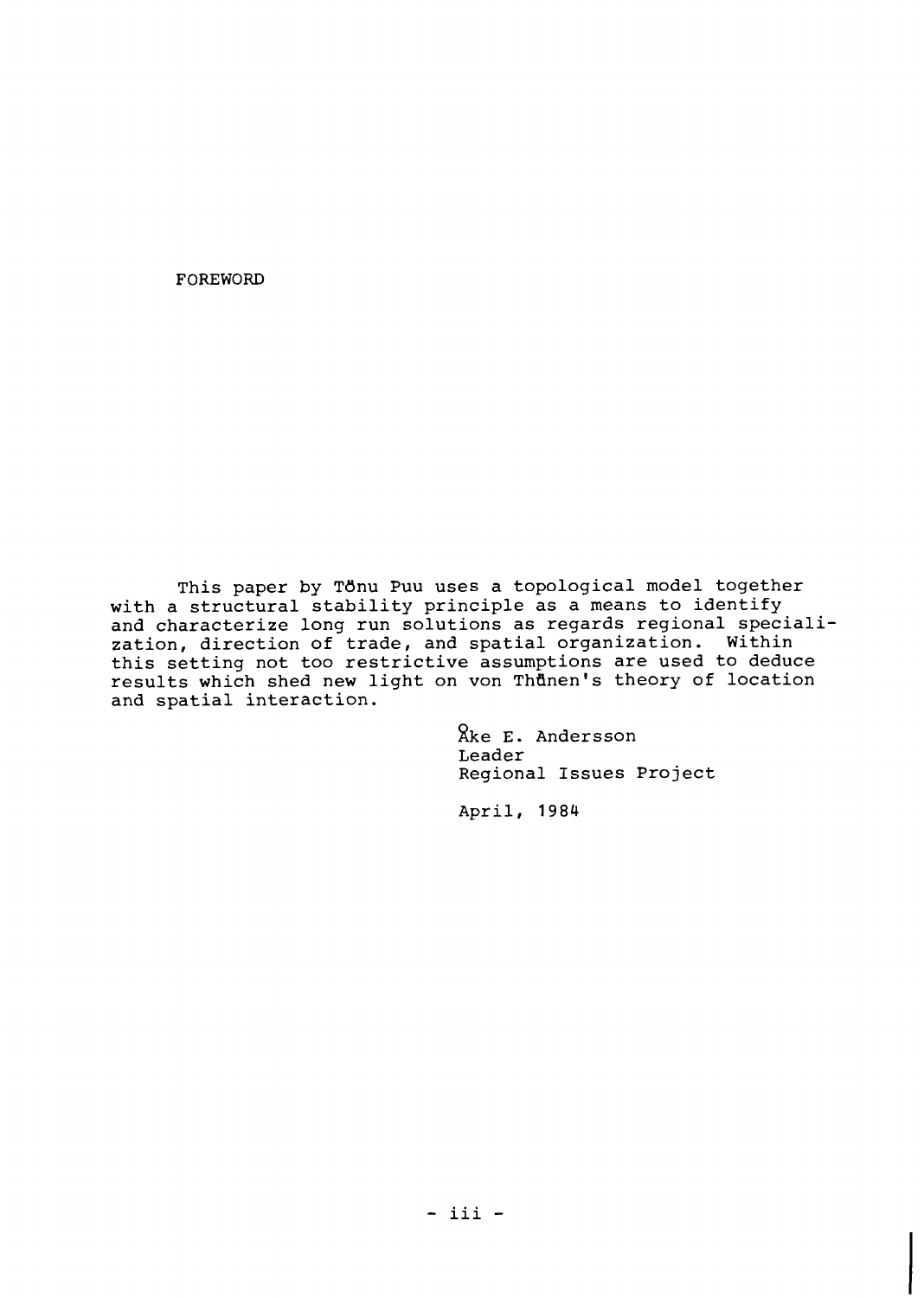# FOREWORD

This paper by Tönu Puu uses a topological model together with a structural stability principle as a means to identify and characterize long run solutions as regards regional specialization, direction of trade, and spatial organization. Within this setting not too restrictive assumptions are used to deduce results which shed new light on von Thünen's theory of location and spatial interaction.

Åke E. Andersson
Leader
Regional Issues Project

April, 1984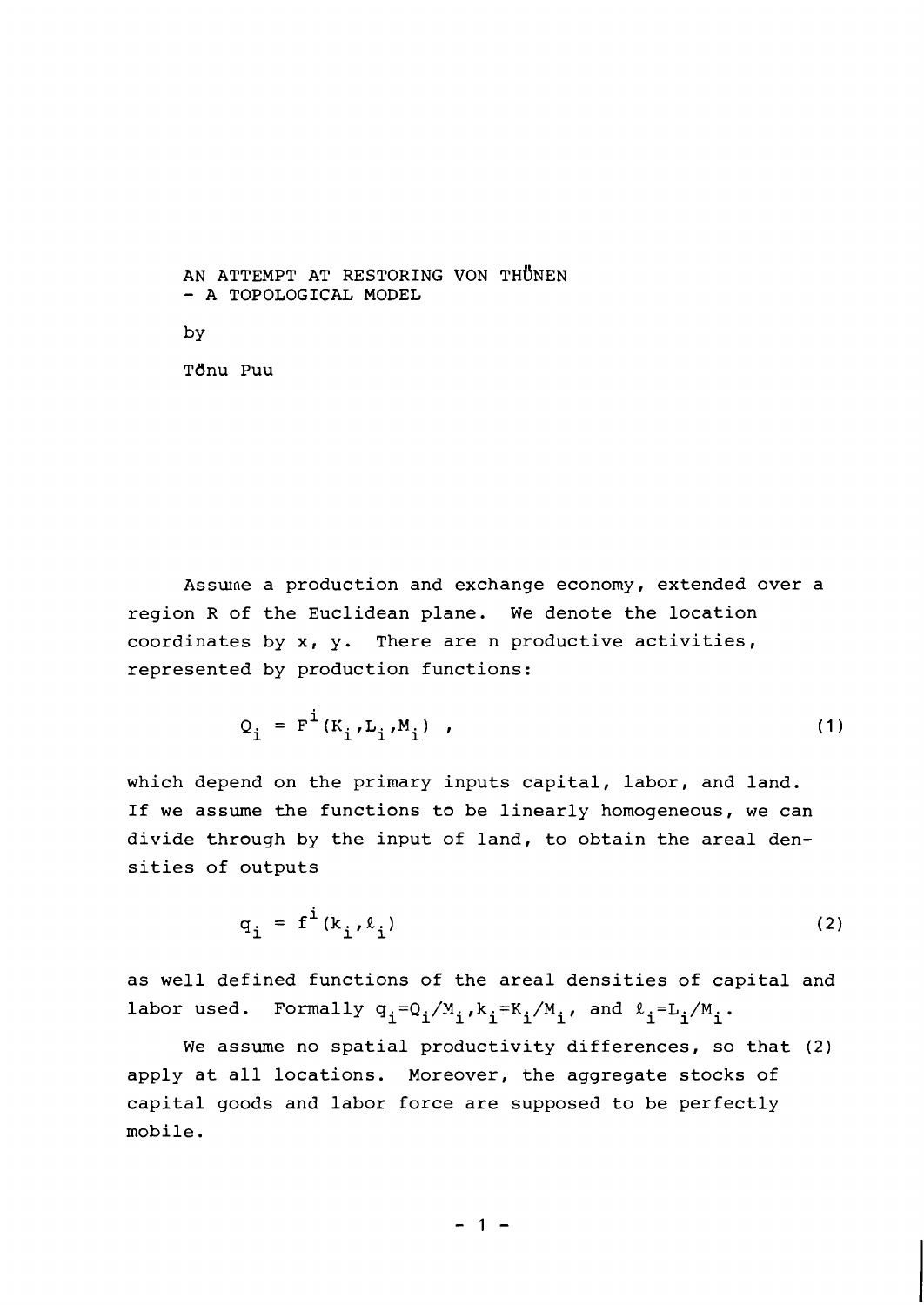# AN ATTEMPT AT RESTORING VON THÜNEN - A TOPOLOGICAL MODEL

by

Tõnu Puu

Assume a production and exchange economy, extended over a region R of the Euclidean plane. We denote the location coordinates by x, y. There are n productive activities, represented by production functions:

$$Q_i = F^i(K_i, L_i, M_i) \quad , \tag{1}$$

which depend on the primary inputs capital, labor, and land. If we assume the functions to be linearly homogeneous, we can divide through by the input of land, to obtain the areal densities of outputs

$$q_i = f^i(k_i, \ell_i) \tag{2}$$

as well defined functions of the areal densities of capital and labor used. Formally $q_i = Q_i/M_i$, $k_i = K_i/M_i$, and $\ell_i = L_i/M_i$.

We assume no spatial productivity differences, so that (2) apply at all locations. Moreover, the aggregate stocks of capital goods and labor force are supposed to be perfectly mobile.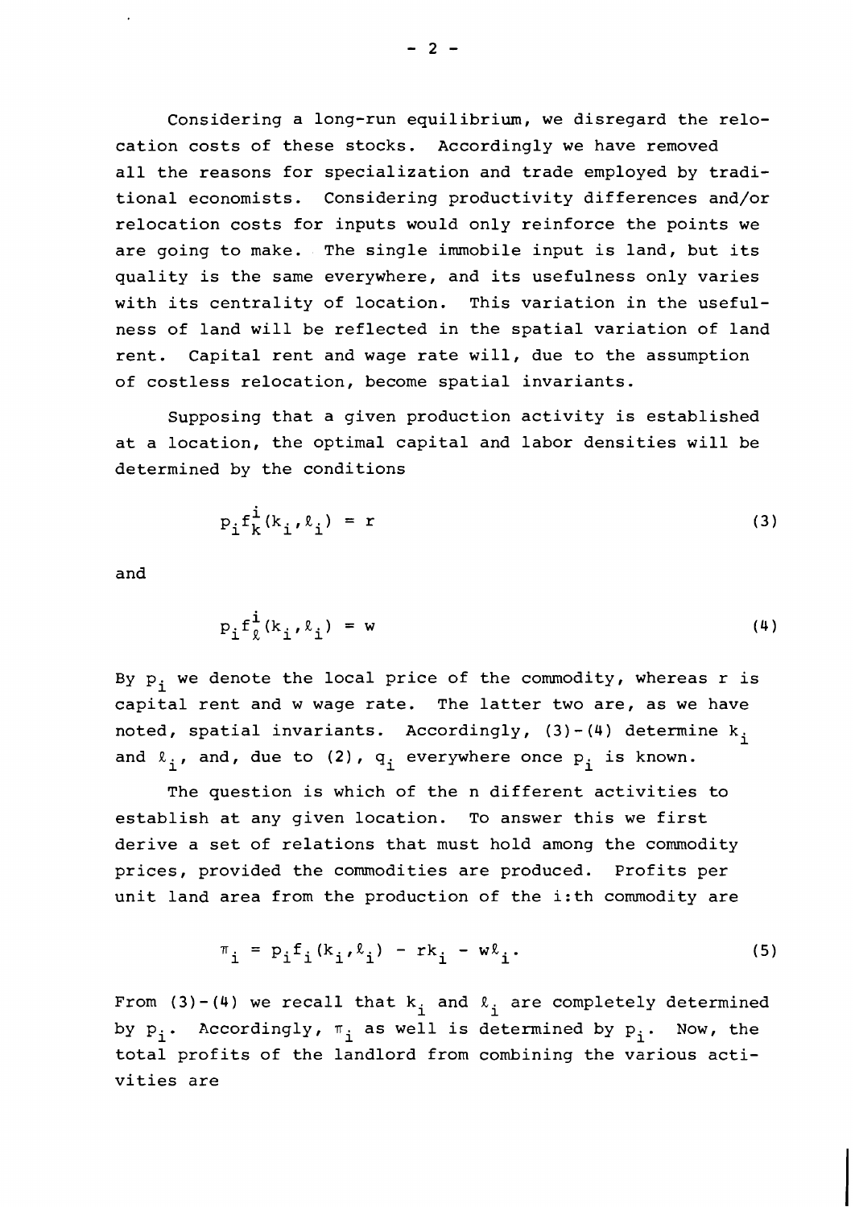Considering a long-run equilibrium, we disregard the relocation costs of these stocks. Accordingly we have removed all the reasons for specialization and trade employed by traditional economists. Considering productivity differences and/or relocation costs for inputs would only reinforce the points we are going to make. The single immobile input is land, but its quality is the same everywhere, and its usefulness only varies with its centrality of location. This variation in the usefulness of land will be reflected in the spatial variation of land rent. Capital rent and wage rate will, due to the assumption of costless relocation, become spatial invariants.

Supposing that a given production activity is established at a location, the optimal capital and labor densities will be determined by the conditions

$$p_i f_k^i(k_i, \ell_i) = r \tag{3}$$

and

$$p_i f_\ell^i(k_i, \ell_i) = w \tag{4}$$

By $p_i$ we denote the local price of the commodity, whereas r is capital rent and w wage rate. The latter two are, as we have noted, spatial invariants. Accordingly, (3)-(4) determine $k_i$ and $\ell_i$, and, due to (2), $q_i$ everywhere once $p_i$ is known.

The question is which of the n different activities to establish at any given location. To answer this we first derive a set of relations that must hold among the commodity prices, provided the commodities are produced. Profits per unit land area from the production of the i:th commodity are

$$\pi_i = p_i f_i(k_i, \ell_i) - rk_i - w\ell_i. \tag{5}$$

From (3)-(4) we recall that $k_i$ and $\ell_i$ are completely determined by $p_i$. Accordingly, $\pi_i$ as well is determined by $p_i$. Now, the total profits of the landlord from combining the various activities are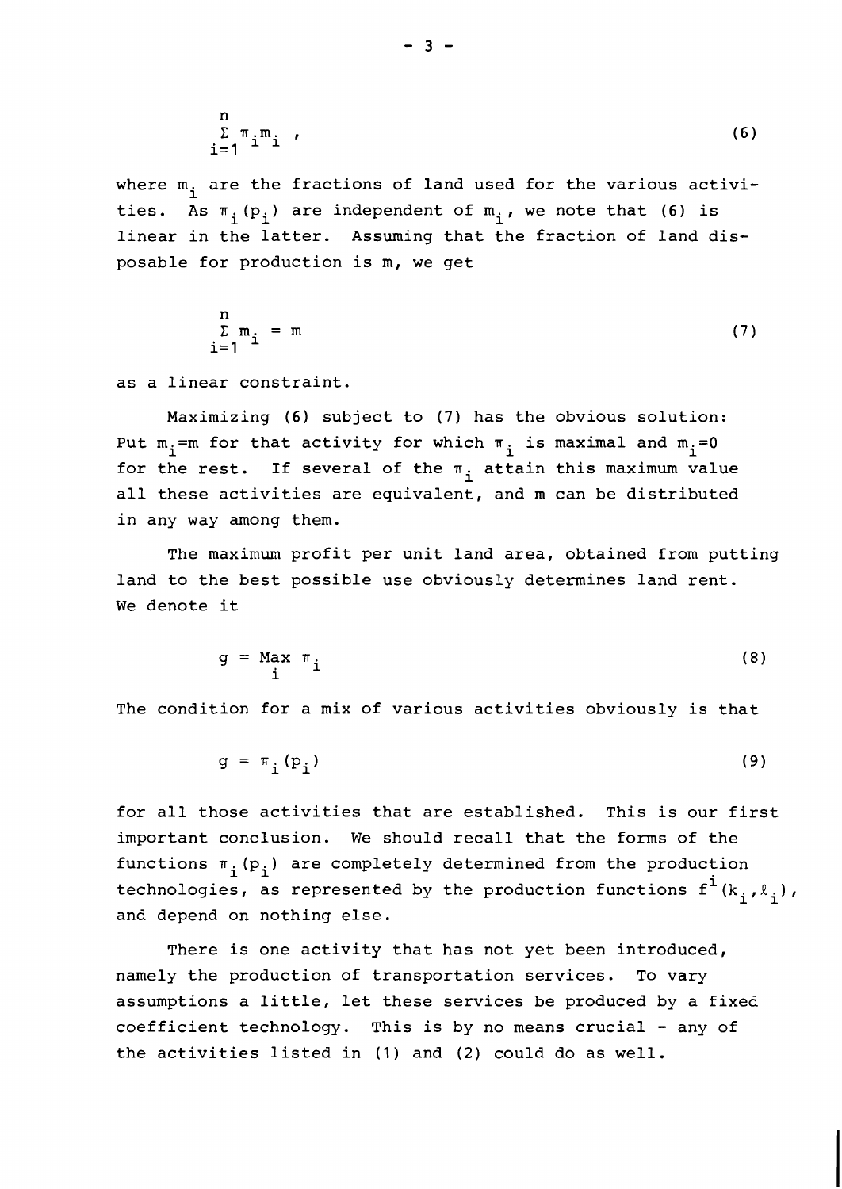$$\sum_{i=1}^{n} \pi_i m_i \ , \tag{6}$$

where $m_i$ are the fractions of land used for the various activities. As $\pi_i(p_i)$ are independent of $m_i$, we note that (6) is linear in the latter. Assuming that the fraction of land disposable for production is m, we get

$$\sum_{i=1}^{n} m_i = m \tag{7}$$

as a linear constraint.

Maximizing (6) subject to (7) has the obvious solution: Put $m_i = m$ for that activity for which $\pi_i$ is maximal and $m_i = 0$ for the rest. If several of the $\pi_i$ attain this maximum value all these activities are equivalent, and m can be distributed in any way among them.

The maximum profit per unit land area, obtained from putting land to the best possible use obviously determines land rent. We denote it

$$g = \max_i \pi_i \tag{8}$$

The condition for a mix of various activities obviously is that

$$g = \pi_i(p_i) \tag{9}$$

for all those activities that are established. This is our first important conclusion. We should recall that the forms of the functions $\pi_i(p_i)$ are completely determined from the production technologies, as represented by the production functions $f^i(k_i, \ell_i)$, and depend on nothing else.

There is one activity that has not yet been introduced, namely the production of transportation services. To vary assumptions a little, let these services be produced by a fixed coefficient technology. This is by no means crucial - any of the activities listed in (1) and (2) could do as well.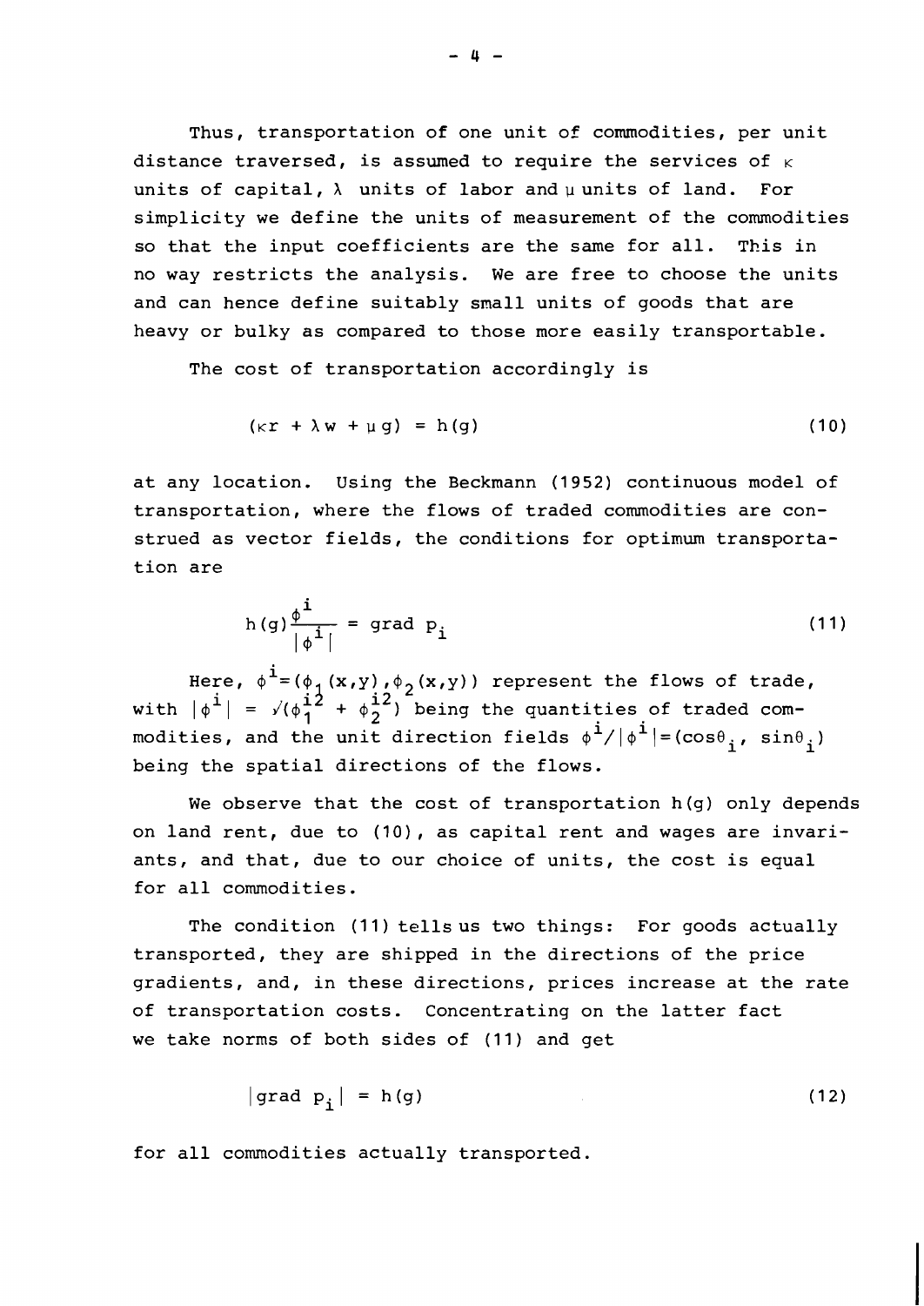Thus, transportation of one unit of commodities, per unit distance traversed, is assumed to require the services of $\kappa$ units of capital, $\lambda$ units of labor and $\mu$ units of land. For simplicity we define the units of measurement of the commodities so that the input coefficients are the same for all. This in no way restricts the analysis. We are free to choose the units and can hence define suitably small units of goods that are heavy or bulky as compared to those more easily transportable.

The cost of transportation accordingly is

$$(\kappa r + \lambda w + \mu g) = h(g) \tag{10}$$

at any location. Using the Beckmann (1952) continuous model of transportation, where the flows of traded commodities are construed as vector fields, the conditions for optimum transportation are

$$h(g)\frac{\phi^i}{|\phi^i|} = \text{grad } p_i \tag{11}$$

Here, $\phi^i = (\phi_1(x,y), \phi_2(x,y))$ represent the flows of trade, with $|\phi^i| = \sqrt{(\phi_1^{i2} + \phi_2^{i2})}$ being the quantities of traded commodities, and the unit direction fields $\phi^i/|\phi^i| = (\cos\theta_i, \sin\theta_i)$ being the spatial directions of the flows.

We observe that the cost of transportation $h(g)$ only depends on land rent, due to (10), as capital rent and wages are invariants, and that, due to our choice of units, the cost is equal for all commodities.

The condition (11) tells us two things: For goods actually transported, they are shipped in the directions of the price gradients, and, in these directions, prices increase at the rate of transportation costs. Concentrating on the latter fact we take norms of both sides of (11) and get

$$|\text{grad } p_i| = h(g) \tag{12}$$

for all commodities actually transported.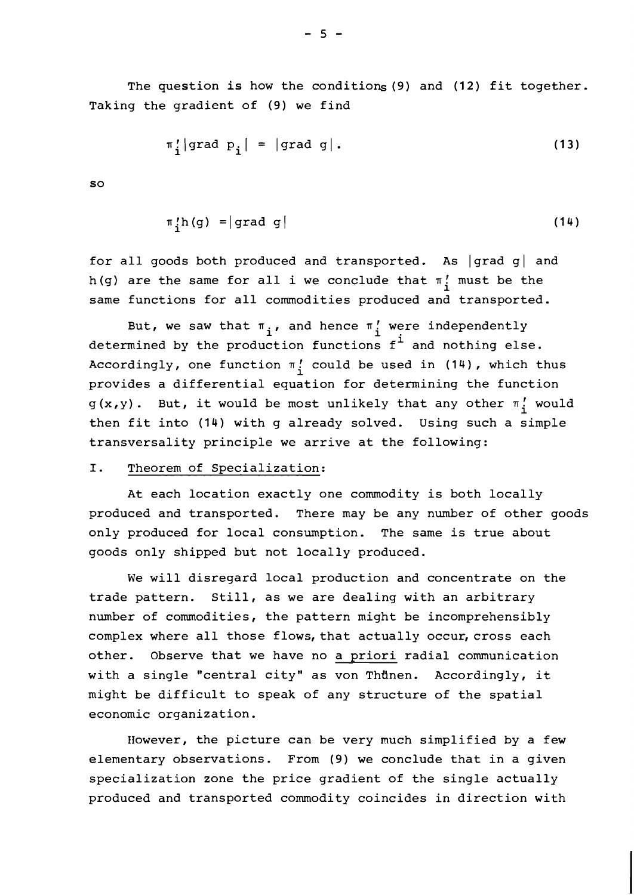The question is how the conditions (9) and (12) fit together. Taking the gradient of (9) we find

$$\pi_i' |\text{grad } p_i| = |\text{grad } g|. \tag{13}$$

so

$$\pi_i' h(g) = |\text{grad } g| \tag{14}$$

for all goods both produced and transported. As $|\text{grad } g|$ and $h(g)$ are the same for all i we conclude that $\pi_i'$ must be the same functions for all commodities produced and transported.

But, we saw that $\pi_i$, and hence $\pi_i'$ were independently determined by the production functions $f^i$ and nothing else. Accordingly, one function $\pi_i'$ could be used in (14), which thus provides a differential equation for determining the function $g(x,y)$. But, it would be most unlikely that any other $\pi_i'$ would then fit into (14) with g already solved. Using such a simple transversality principle we arrive at the following:

I. Theorem of Specialization:

At each location exactly one commodity is both locally produced and transported. There may be any number of other goods only produced for local consumption. The same is true about goods only shipped but not locally produced.

We will disregard local production and concentrate on the trade pattern. Still, as we are dealing with an arbitrary number of commodities, the pattern might be incomprehensibly complex where all those flows, that actually occur, cross each other. Observe that we have no *a priori* radial communication with a single "central city" as von Thünen. Accordingly, it might be difficult to speak of any structure of the spatial economic organization.

However, the picture can be very much simplified by a few elementary observations. From (9) we conclude that in a given specialization zone the price gradient of the single actually produced and transported commodity coincides in direction with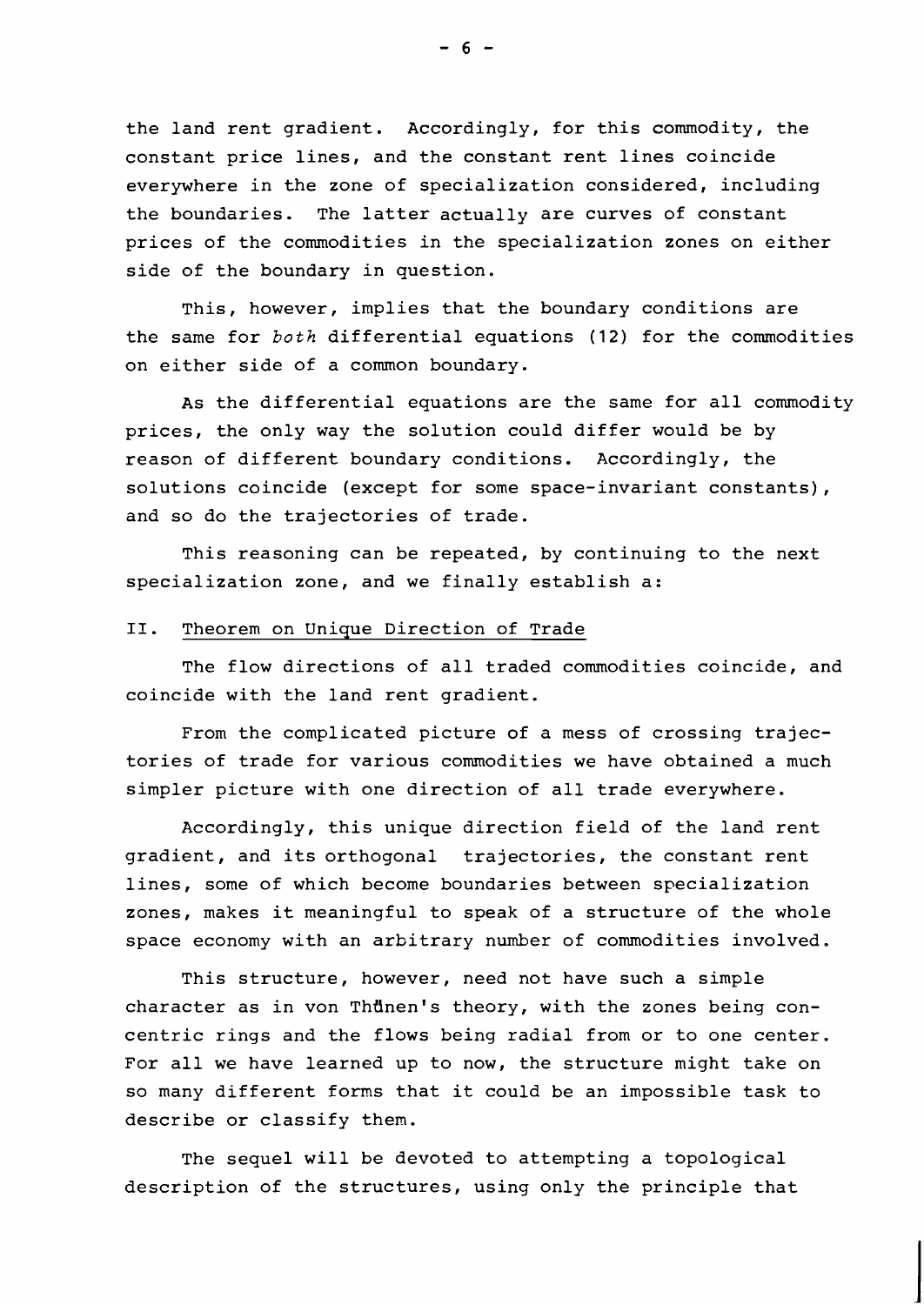the land rent gradient. Accordingly, for this commodity, the constant price lines, and the constant rent lines coincide everywhere in the zone of specialization considered, including the boundaries. The latter actually are curves of constant prices of the commodities in the specialization zones on either side of the boundary in question.

This, however, implies that the boundary conditions are the same for *both* differential equations (12) for the commodities on either side of a common boundary.

As the differential equations are the same for all commodity prices, the only way the solution could differ would be by reason of different boundary conditions. Accordingly, the solutions coincide (except for some space-invariant constants), and so do the trajectories of trade.

This reasoning can be repeated, by continuing to the next specialization zone, and we finally establish a:

## II. Theorem on Unique Direction of Trade

The flow directions of all traded commodities coincide, and coincide with the land rent gradient.

From the complicated picture of a mess of crossing trajectories of trade for various commodities we have obtained a much simpler picture with one direction of all trade everywhere.

Accordingly, this unique direction field of the land rent gradient, and its orthogonal trajectories, the constant rent lines, some of which become boundaries between specialization zones, makes it meaningful to speak of a structure of the whole space economy with an arbitrary number of commodities involved.

This structure, however, need not have such a simple character as in von Thünen's theory, with the zones being concentric rings and the flows being radial from or to one center. For all we have learned up to now, the structure might take on so many different forms that it could be an impossible task to describe or classify them.

The sequel will be devoted to attempting a topological description of the structures, using only the principle that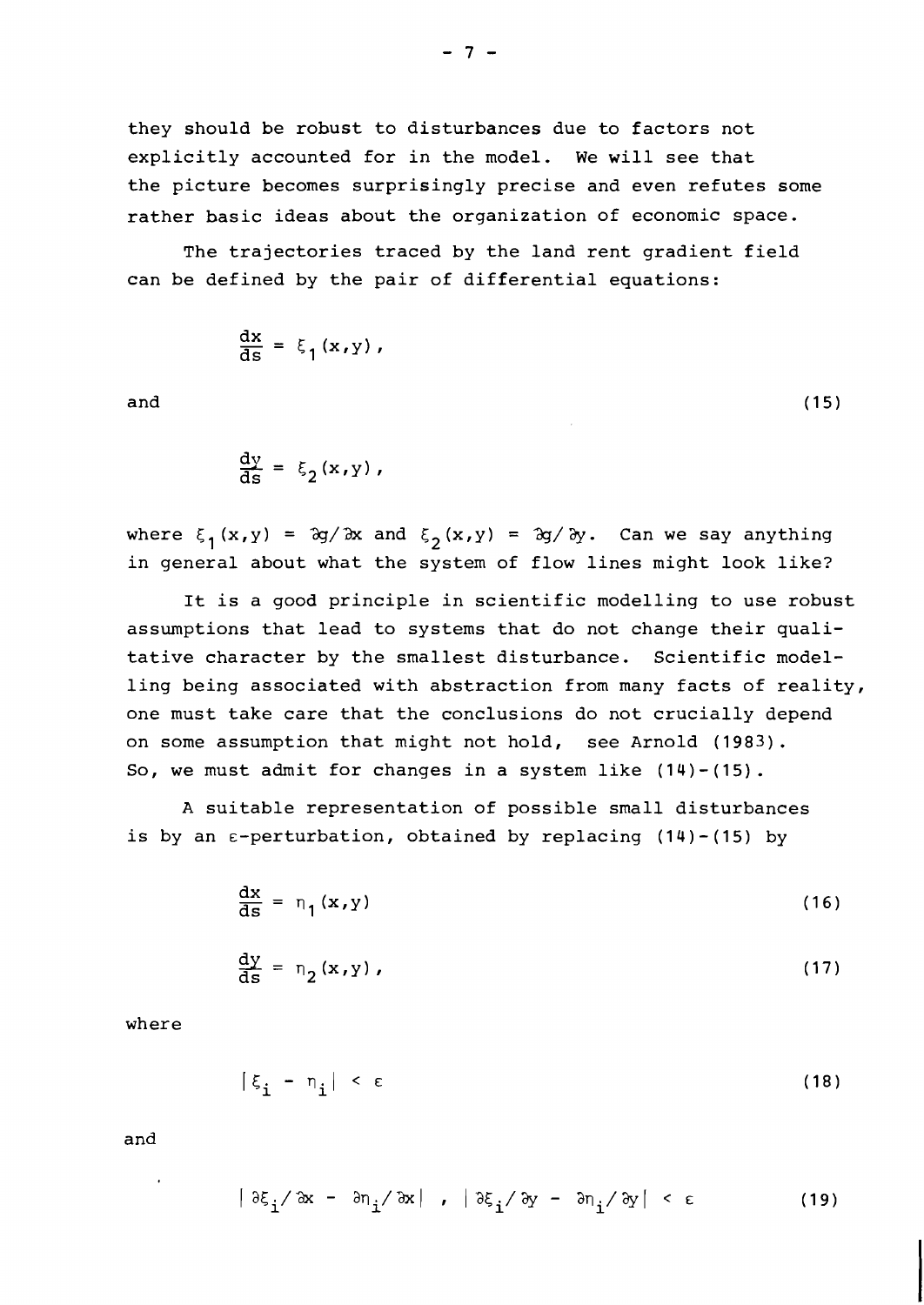they should be robust to disturbances due to factors not explicitly accounted for in the model. We will see that the picture becomes surprisingly precise and even refutes some rather basic ideas about the organization of economic space.

The trajectories traced by the land rent gradient field can be defined by the pair of differential equations:

$$\frac{dx}{ds} = \xi_1(x,y),$$

and

$$\frac{dy}{ds} = \xi_2(x,y), \tag{15}$$

where $\xi_1(x,y) = \partial g/\partial x$ and $\xi_2(x,y) = \partial g/\partial y$. Can we say anything in general about what the system of flow lines might look like?

It is a good principle in scientific modelling to use robust assumptions that lead to systems that do not change their qualitative character by the smallest disturbance. Scientific modelling being associated with abstraction from many facts of reality, one must take care that the conclusions do not crucially depend on some assumption that might not hold, see Arnold (1983). So, we must admit for changes in a system like (14)-(15).

A suitable representation of possible small disturbances is by an $\varepsilon$-perturbation, obtained by replacing (14)-(15) by

$$\frac{dx}{ds} = \eta_1(x,y) \tag{16}$$

$$\frac{dy}{ds} = \eta_2(x,y), \tag{17}$$

where

$$|\xi_i - \eta_i| < \varepsilon \tag{18}$$

and

$$|\partial\xi_i/\partial x - \partial\eta_i/\partial x| \ , \ |\partial\xi_i/\partial y - \partial\eta_i/\partial y| < \varepsilon \tag{19}$$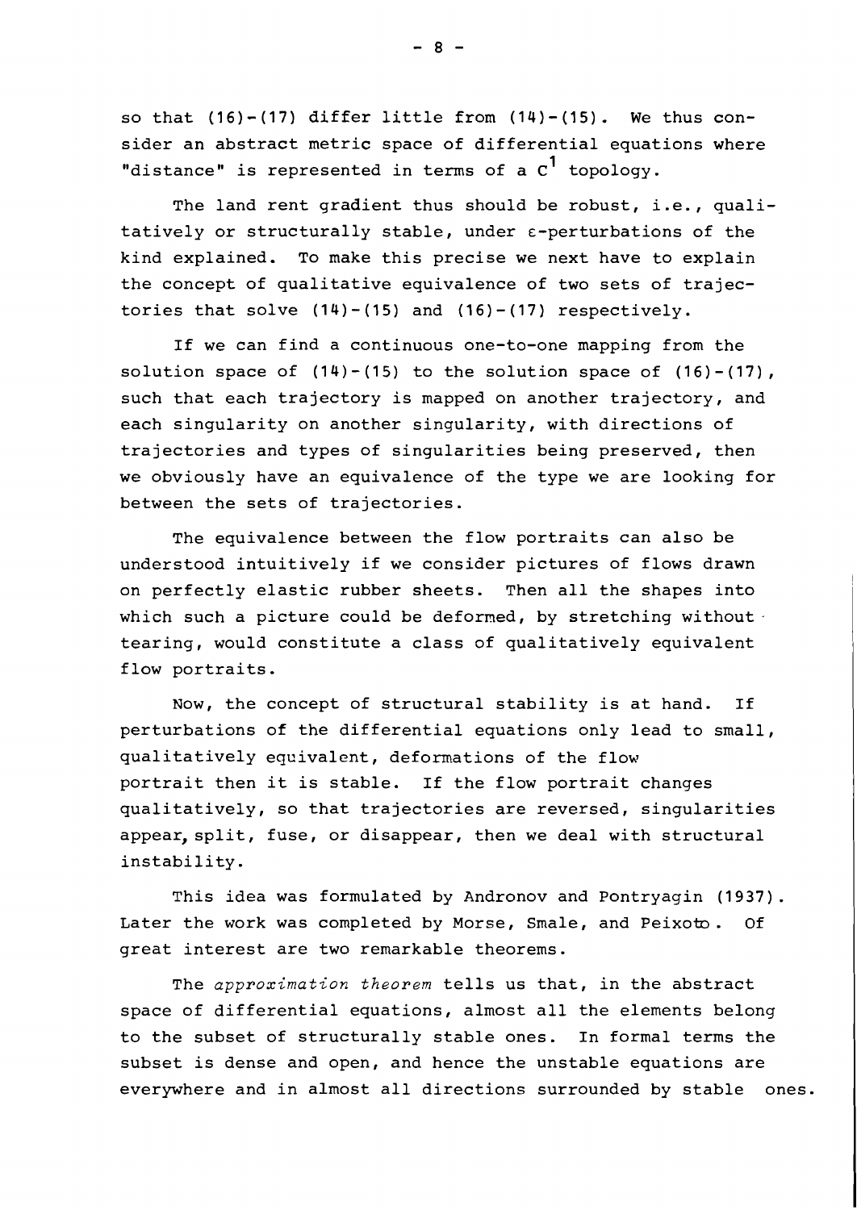so that (16)-(17) differ little from (14)-(15). We thus consider an abstract metric space of differential equations where "distance" is represented in terms of a $C^1$ topology.

The land rent gradient thus should be robust, i.e., qualitatively or structurally stable, under $\varepsilon$-perturbations of the kind explained. To make this precise we next have to explain the concept of qualitative equivalence of two sets of trajectories that solve (14)-(15) and (16)-(17) respectively.

If we can find a continuous one-to-one mapping from the solution space of (14)-(15) to the solution space of (16)-(17), such that each trajectory is mapped on another trajectory, and each singularity on another singularity, with directions of trajectories and types of singularities being preserved, then we obviously have an equivalence of the type we are looking for between the sets of trajectories.

The equivalence between the flow portraits can also be understood intuitively if we consider pictures of flows drawn on perfectly elastic rubber sheets. Then all the shapes into which such a picture could be deformed, by stretching without tearing, would constitute a class of qualitatively equivalent flow portraits.

Now, the concept of structural stability is at hand. If perturbations of the differential equations only lead to small, qualitatively equivalent, deformations of the flow portrait then it is stable. If the flow portrait changes qualitatively, so that trajectories are reversed, singularities appear, split, fuse, or disappear, then we deal with structural instability.

This idea was formulated by Andronov and Pontryagin (1937). Later the work was completed by Morse, Smale, and Peixoto. Of great interest are two remarkable theorems.

The *approximation theorem* tells us that, in the abstract space of differential equations, almost all the elements belong to the subset of structurally stable ones. In formal terms the subset is dense and open, and hence the unstable equations are everywhere and in almost all directions surrounded by stable ones.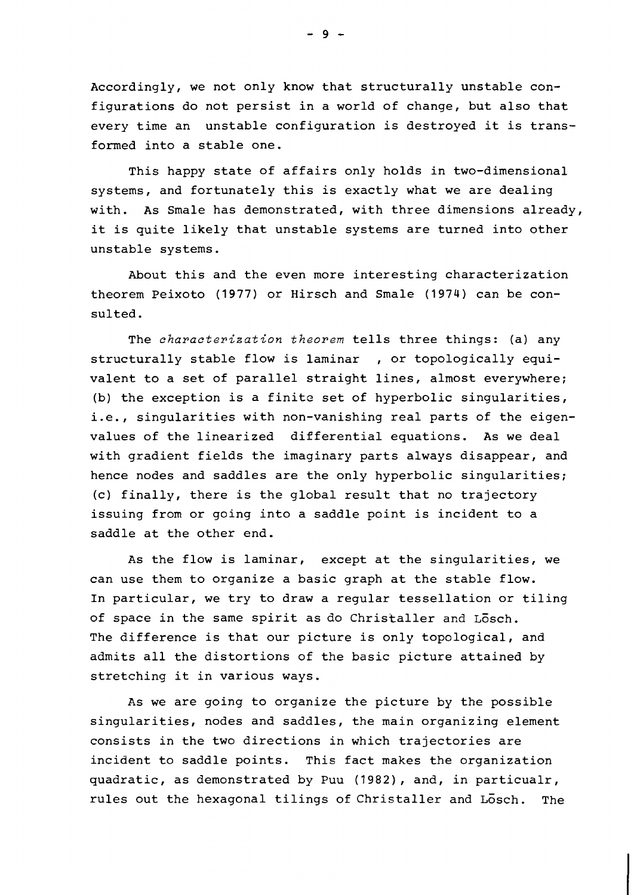Accordingly, we not only know that structurally unstable configurations do not persist in a world of change, but also that every time an unstable configuration is destroyed it is transformed into a stable one.

This happy state of affairs only holds in two-dimensional systems, and fortunately this is exactly what we are dealing with. As Smale has demonstrated, with three dimensions already, it is quite likely that unstable systems are turned into other unstable systems.

About this and the even more interesting characterization theorem Peixoto (1977) or Hirsch and Smale (1974) can be consulted.

The *characterization theorem* tells three things: (a) any structurally stable flow is laminar , or topologically equivalent to a set of parallel straight lines, almost everywhere; (b) the exception is a finite set of hyperbolic singularities, i.e., singularities with non-vanishing real parts of the eigenvalues of the linearized differential equations. As we deal with gradient fields the imaginary parts always disappear, and hence nodes and saddles are the only hyperbolic singularities; (c) finally, there is the global result that no trajectory issuing from or going into a saddle point is incident to a saddle at the other end.

As the flow is laminar, except at the singularities, we can use them to organize a basic graph at the stable flow. In particular, we try to draw a regular tessellation or tiling of space in the same spirit as do Christaller and Lōsch. The difference is that our picture is only topological, and admits all the distortions of the basic picture attained by stretching it in various ways.

As we are going to organize the picture by the possible singularities, nodes and saddles, the main organizing element consists in the two directions in which trajectories are incident to saddle points. This fact makes the organization quadratic, as demonstrated by Puu (1982), and, in particualr, rules out the hexagonal tilings of Christaller and Lōsch. The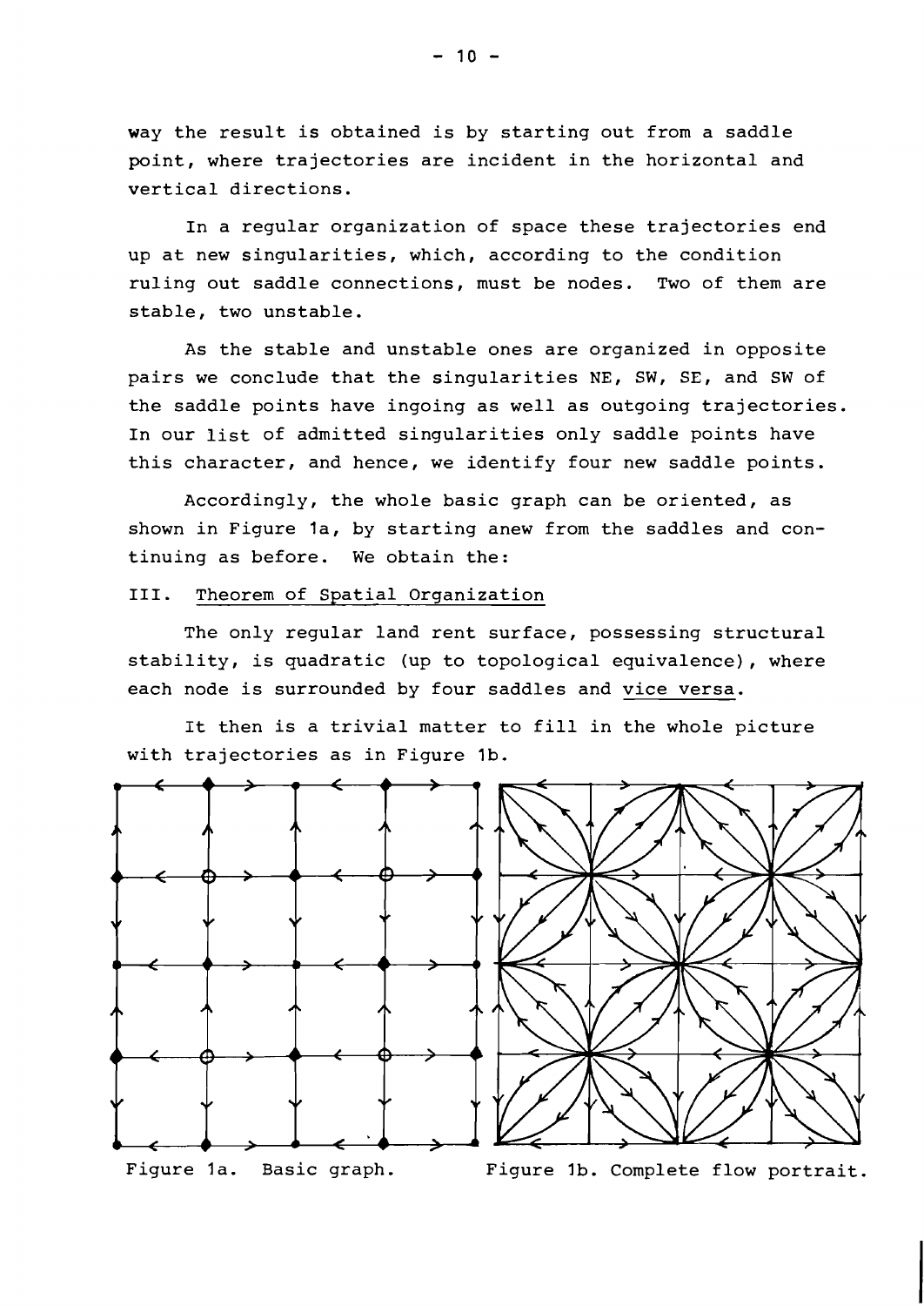way the result is obtained is by starting out from a saddle point, where trajectories are incident in the horizontal and vertical directions.

In a regular organization of space these trajectories end up at new singularities, which, according to the condition ruling out saddle connections, must be nodes. Two of them are stable, two unstable.

As the stable and unstable ones are organized in opposite pairs we conclude that the singularities NE, SW, SE, and SW of the saddle points have ingoing as well as outgoing trajectories. In our list of admitted singularities only saddle points have this character, and hence, we identify four new saddle points.

Accordingly, the whole basic graph can be oriented, as shown in Figure 1a, by starting anew from the saddles and continuing as before. We obtain the:

## III. Theorem of Spatial Organization

The only regular land rent surface, possessing structural stability, is quadratic (up to topological equivalence), where each node is surrounded by four saddles and vice versa.

It then is a trivial matter to fill in the whole picture with trajectories as in Figure 1b.

Figure 1a. Basic graph.

Figure 1b. Complete flow portrait.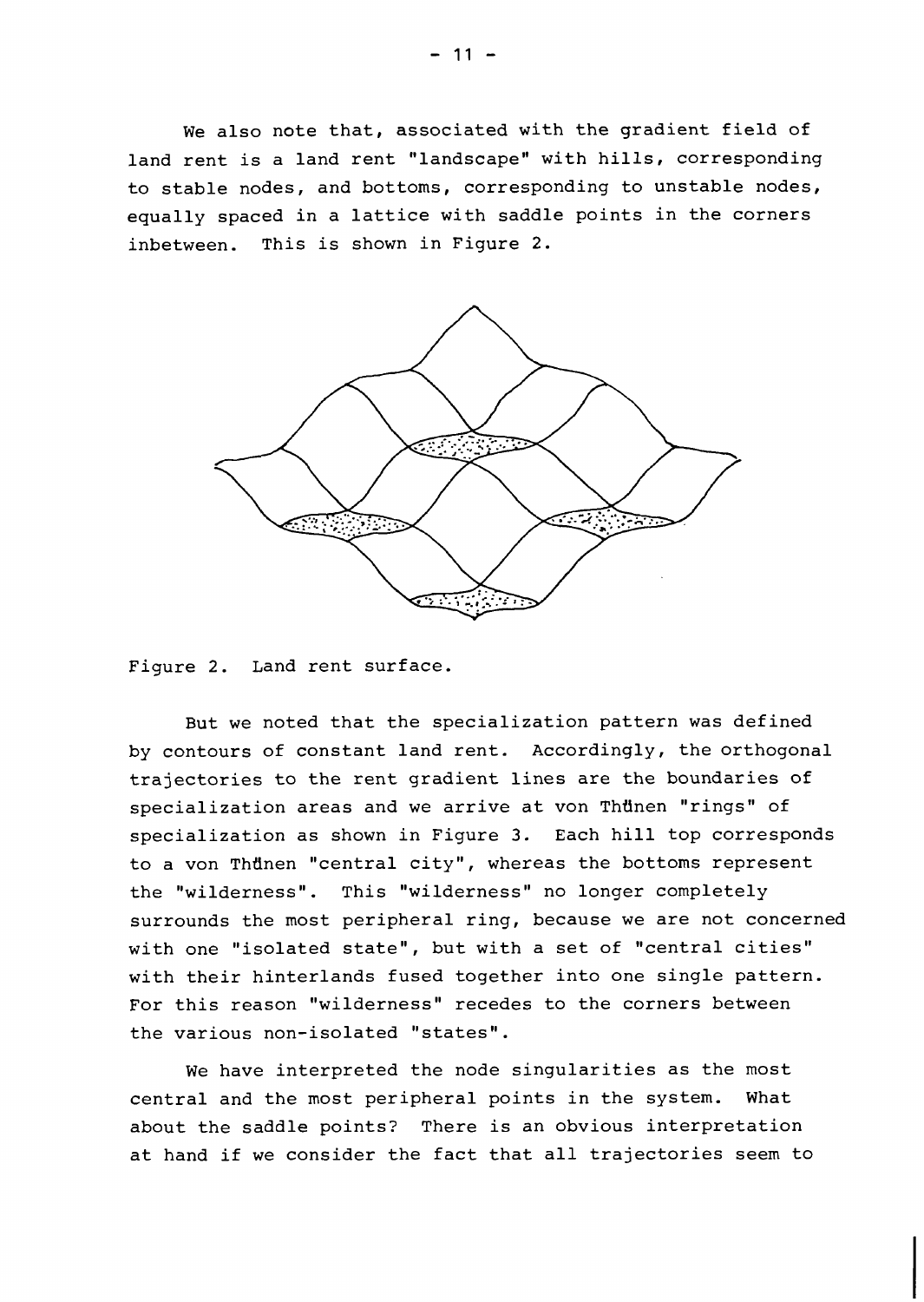We also note that, associated with the gradient field of land rent is a land rent "landscape" with hills, corresponding to stable nodes, and bottoms, corresponding to unstable nodes, equally spaced in a lattice with saddle points in the corners inbetween. This is shown in Figure 2.

Figure 2. Land rent surface.

But we noted that the specialization pattern was defined by contours of constant land rent. Accordingly, the orthogonal trajectories to the rent gradient lines are the boundaries of specialization areas and we arrive at von Thünen "rings" of specialization as shown in Figure 3. Each hill top corresponds to a von Thünen "central city", whereas the bottoms represent the "wilderness". This "wilderness" no longer completely surrounds the most peripheral ring, because we are not concerned with one "isolated state", but with a set of "central cities" with their hinterlands fused together into one single pattern. For this reason "wilderness" recedes to the corners between the various non-isolated "states".

We have interpreted the node singularities as the most central and the most peripheral points in the system. What about the saddle points? There is an obvious interpretation at hand if we consider the fact that all trajectories seem to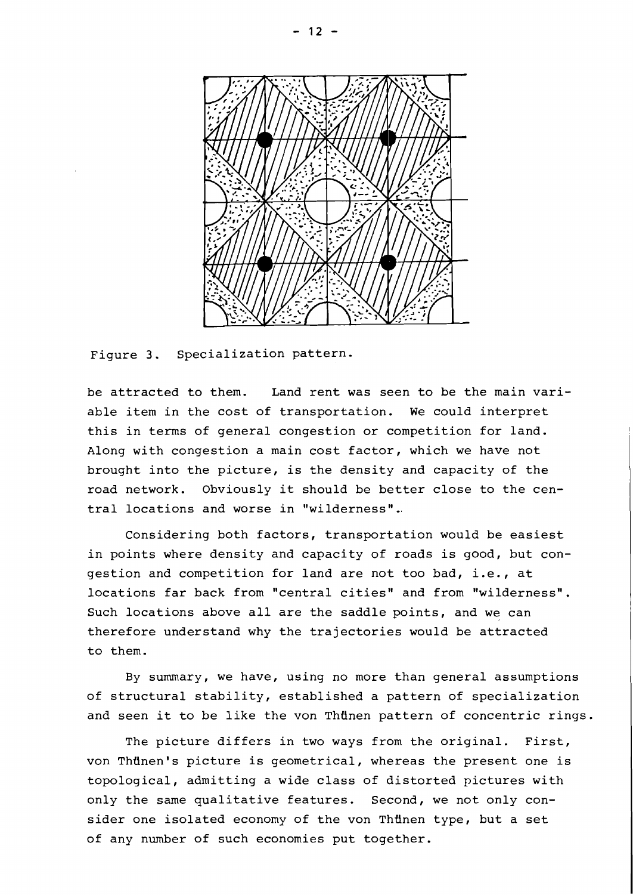Figure 3. Specialization pattern.

be attracted to them. Land rent was seen to be the main variable item in the cost of transportation. We could interpret this in terms of general congestion or competition for land. Along with congestion a main cost factor, which we have not brought into the picture, is the density and capacity of the road network. Obviously it should be better close to the central locations and worse in "wilderness".

Considering both factors, transportation would be easiest in points where density and capacity of roads is good, but congestion and competition for land are not too bad, i.e., at locations far back from "central cities" and from "wilderness". Such locations above all are the saddle points, and we can therefore understand why the trajectories would be attracted to them.

By summary, we have, using no more than general assumptions of structural stability, established a pattern of specialization and seen it to be like the von Thünen pattern of concentric rings.

The picture differs in two ways from the original. First, von Thünen's picture is geometrical, whereas the present one is topological, admitting a wide class of distorted pictures with only the same qualitative features. Second, we not only consider one isolated economy of the von Thünen type, but a set of any number of such economies put together.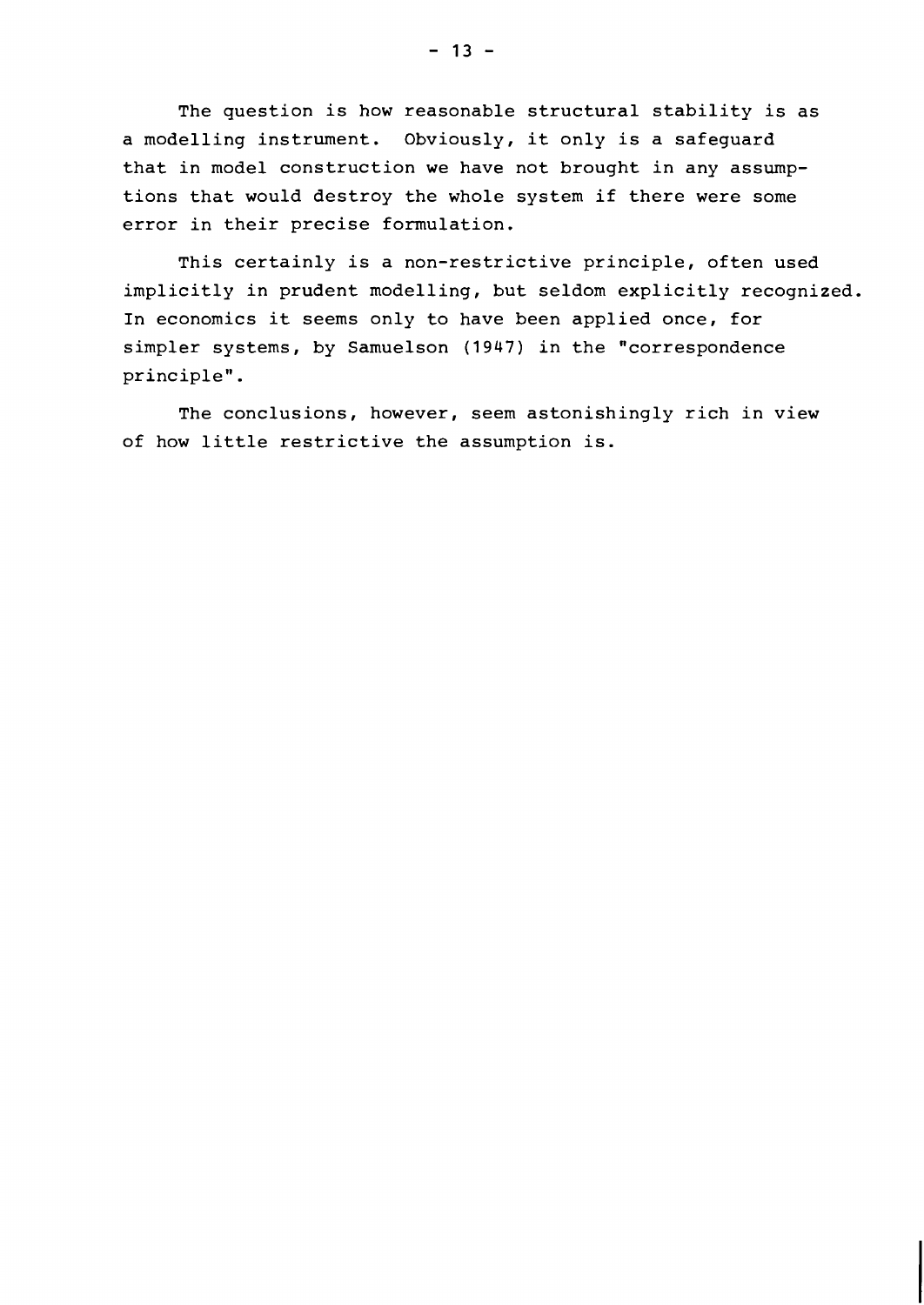The question is how reasonable structural stability is as a modelling instrument. Obviously, it only is a safeguard that in model construction we have not brought in any assumptions that would destroy the whole system if there were some error in their precise formulation.

This certainly is a non-restrictive principle, often used implicitly in prudent modelling, but seldom explicitly recognized. In economics it seems only to have been applied once, for simpler systems, by Samuelson (1947) in the "correspondence principle".

The conclusions, however, seem astonishingly rich in view of how little restrictive the assumption is.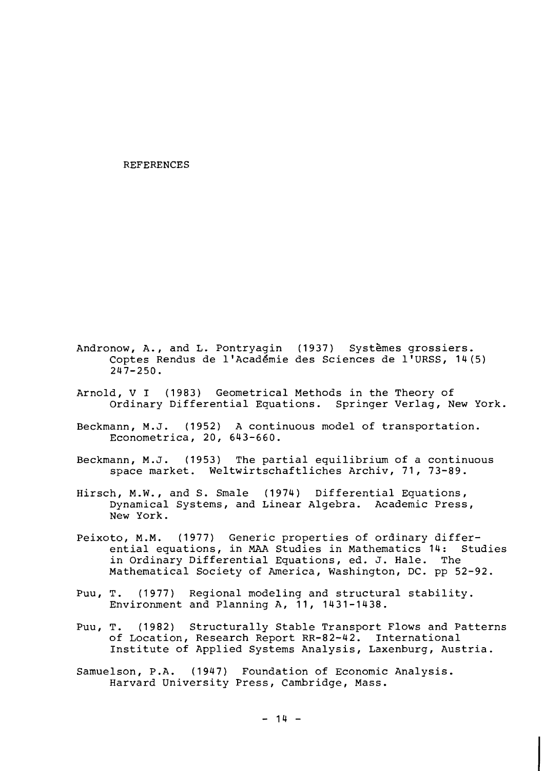# REFERENCES

Andronow, A., and L. Pontryagin (1937) Systèmes grossiers. Coptes Rendus de l'Académie des Sciences de l'URSS, 14(5) 247-250.

Arnold, V I (1983) Geometrical Methods in the Theory of Ordinary Differential Equations. Springer Verlag, New York.

Beckmann, M.J. (1952) A continuous model of transportation. Econometrica, 20, 643-660.

Beckmann, M.J. (1953) The partial equilibrium of a continuous space market. Weltwirtschaftliches Archiv, 71, 73-89.

Hirsch, M.W., and S. Smale (1974) Differential Equations, Dynamical Systems, and Linear Algebra. Academic Press, New York.

Peixoto, M.M. (1977) Generic properties of ordinary differential equations, in MAA Studies in Mathematics 14: Studies in Ordinary Differential Equations, ed. J. Hale. The Mathematical Society of America, Washington, DC. pp 52-92.

Puu, T. (1977) Regional modeling and structural stability. Environment and Planning A, 11, 1431-1438.

Puu, T. (1982) Structurally Stable Transport Flows and Patterns of Location, Research Report RR-82-42. International Institute of Applied Systems Analysis, Laxenburg, Austria.

Samuelson, P.A. (1947) Foundation of Economic Analysis. Harvard University Press, Cambridge, Mass.